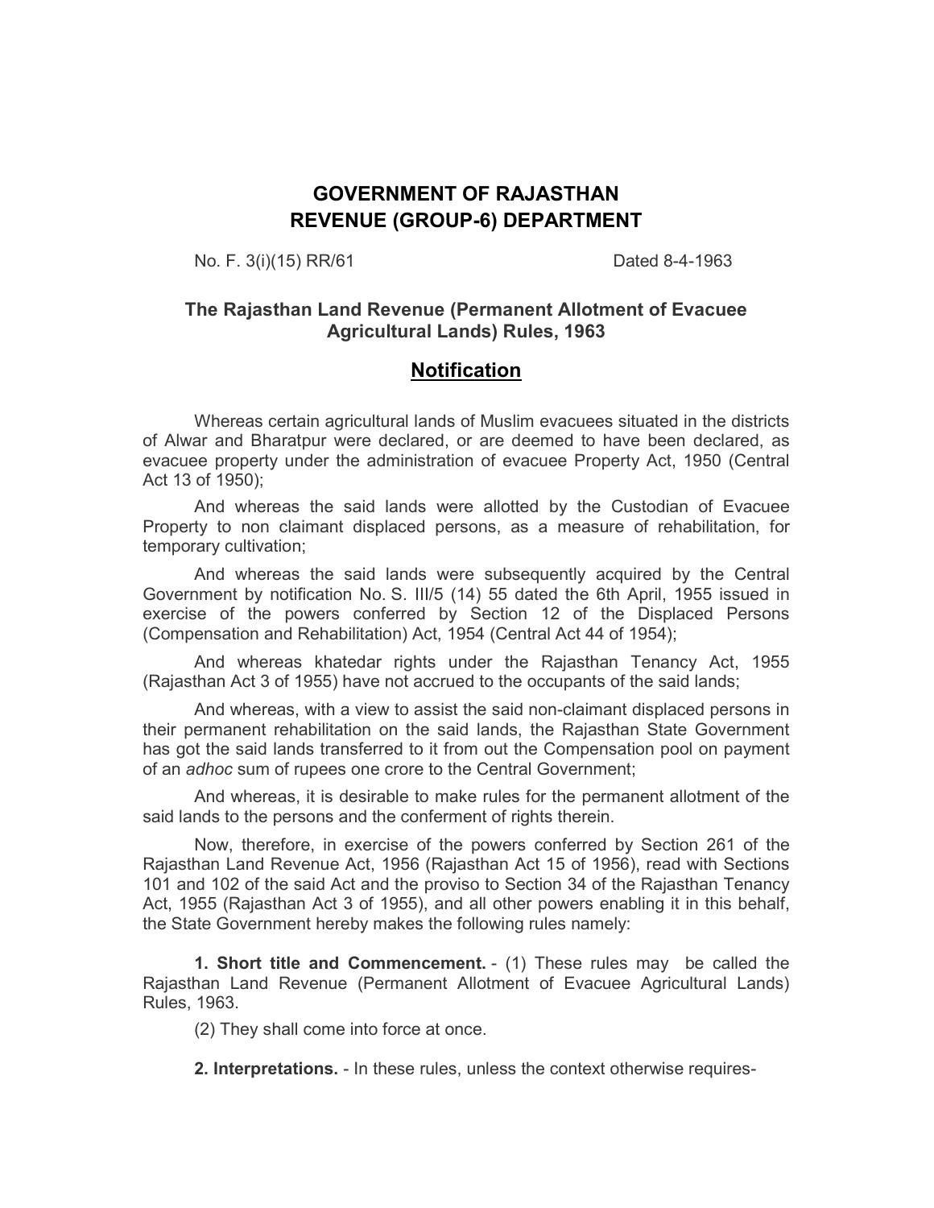# GOVERNMENT OF RAJASTHAN
# REVENUE (GROUP-6) DEPARTMENT

No. F. 3(i)(15) RR/61 Dated 8-4-1963

## The Rajasthan Land Revenue (Permanent Allotment of Evacuee Agricultural Lands) Rules, 1963

## Notification

Whereas certain agricultural lands of Muslim evacuees situated in the districts of Alwar and Bharatpur were declared, or are deemed to have been declared, as evacuee property under the administration of evacuee Property Act, 1950 (Central Act 13 of 1950);

And whereas the said lands were allotted by the Custodian of Evacuee Property to non claimant displaced persons, as a measure of rehabilitation, for temporary cultivation;

And whereas the said lands were subsequently acquired by the Central Government by notification No. S. III/5 (14) 55 dated the 6th April, 1955 issued in exercise of the powers conferred by Section 12 of the Displaced Persons (Compensation and Rehabilitation) Act, 1954 (Central Act 44 of 1954);

And whereas khatedar rights under the Rajasthan Tenancy Act, 1955 (Rajasthan Act 3 of 1955) have not accrued to the occupants of the said lands;

And whereas, with a view to assist the said non-claimant displaced persons in their permanent rehabilitation on the said lands, the Rajasthan State Government has got the said lands transferred to it from out the Compensation pool on payment of an *adhoc* sum of rupees one crore to the Central Government;

And whereas, it is desirable to make rules for the permanent allotment of the said lands to the persons and the conferment of rights therein.

Now, therefore, in exercise of the powers conferred by Section 261 of the Rajasthan Land Revenue Act, 1956 (Rajasthan Act 15 of 1956), read with Sections 101 and 102 of the said Act and the proviso to Section 34 of the Rajasthan Tenancy Act, 1955 (Rajasthan Act 3 of 1955), and all other powers enabling it in this behalf, the State Government hereby makes the following rules namely:

**1. Short title and Commencement.** - (1) These rules may be called the Rajasthan Land Revenue (Permanent Allotment of Evacuee Agricultural Lands) Rules, 1963.

(2) They shall come into force at once.

**2. Interpretations.** - In these rules, unless the context otherwise requires-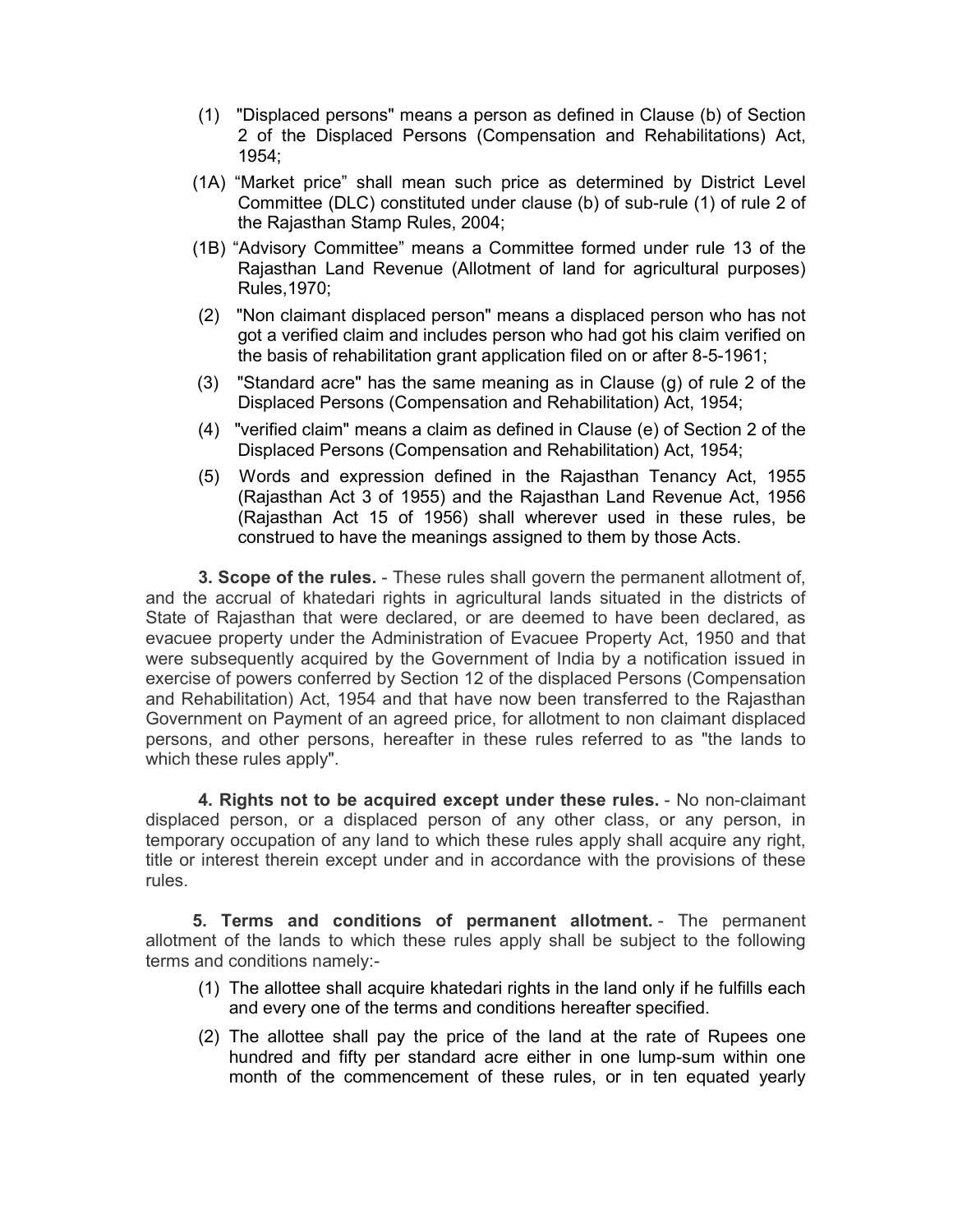(1) "Displaced persons" means a person as defined in Clause (b) of Section 2 of the Displaced Persons (Compensation and Rehabilitations) Act, 1954;

(1A) "Market price" shall mean such price as determined by District Level Committee (DLC) constituted under clause (b) of sub-rule (1) of rule 2 of the Rajasthan Stamp Rules, 2004;

(1B) "Advisory Committee" means a Committee formed under rule 13 of the Rajasthan Land Revenue (Allotment of land for agricultural purposes) Rules,1970;

(2) "Non claimant displaced person" means a displaced person who has not got a verified claim and includes person who had got his claim verified on the basis of rehabilitation grant application filed on or after 8-5-1961;

(3) "Standard acre" has the same meaning as in Clause (g) of rule 2 of the Displaced Persons (Compensation and Rehabilitation) Act, 1954;

(4) "verified claim" means a claim as defined in Clause (e) of Section 2 of the Displaced Persons (Compensation and Rehabilitation) Act, 1954;

(5) Words and expression defined in the Rajasthan Tenancy Act, 1955 (Rajasthan Act 3 of 1955) and the Rajasthan Land Revenue Act, 1956 (Rajasthan Act 15 of 1956) shall wherever used in these rules, be construed to have the meanings assigned to them by those Acts.

**3. Scope of the rules.** - These rules shall govern the permanent allotment of, and the accrual of khatedari rights in agricultural lands situated in the districts of State of Rajasthan that were declared, or are deemed to have been declared, as evacuee property under the Administration of Evacuee Property Act, 1950 and that were subsequently acquired by the Government of India by a notification issued in exercise of powers conferred by Section 12 of the displaced Persons (Compensation and Rehabilitation) Act, 1954 and that have now been transferred to the Rajasthan Government on Payment of an agreed price, for allotment to non claimant displaced persons, and other persons, hereafter in these rules referred to as "the lands to which these rules apply".

**4. Rights not to be acquired except under these rules.** - No non-claimant displaced person, or a displaced person of any other class, or any person, in temporary occupation of any land to which these rules apply shall acquire any right, title or interest therein except under and in accordance with the provisions of these rules.

**5. Terms and conditions of permanent allotment.** - The permanent allotment of the lands to which these rules apply shall be subject to the following terms and conditions namely:-

(1) The allottee shall acquire khatedari rights in the land only if he fulfills each and every one of the terms and conditions hereafter specified.

(2) The allottee shall pay the price of the land at the rate of Rupees one hundred and fifty per standard acre either in one lump-sum within one month of the commencement of these rules, or in ten equated yearly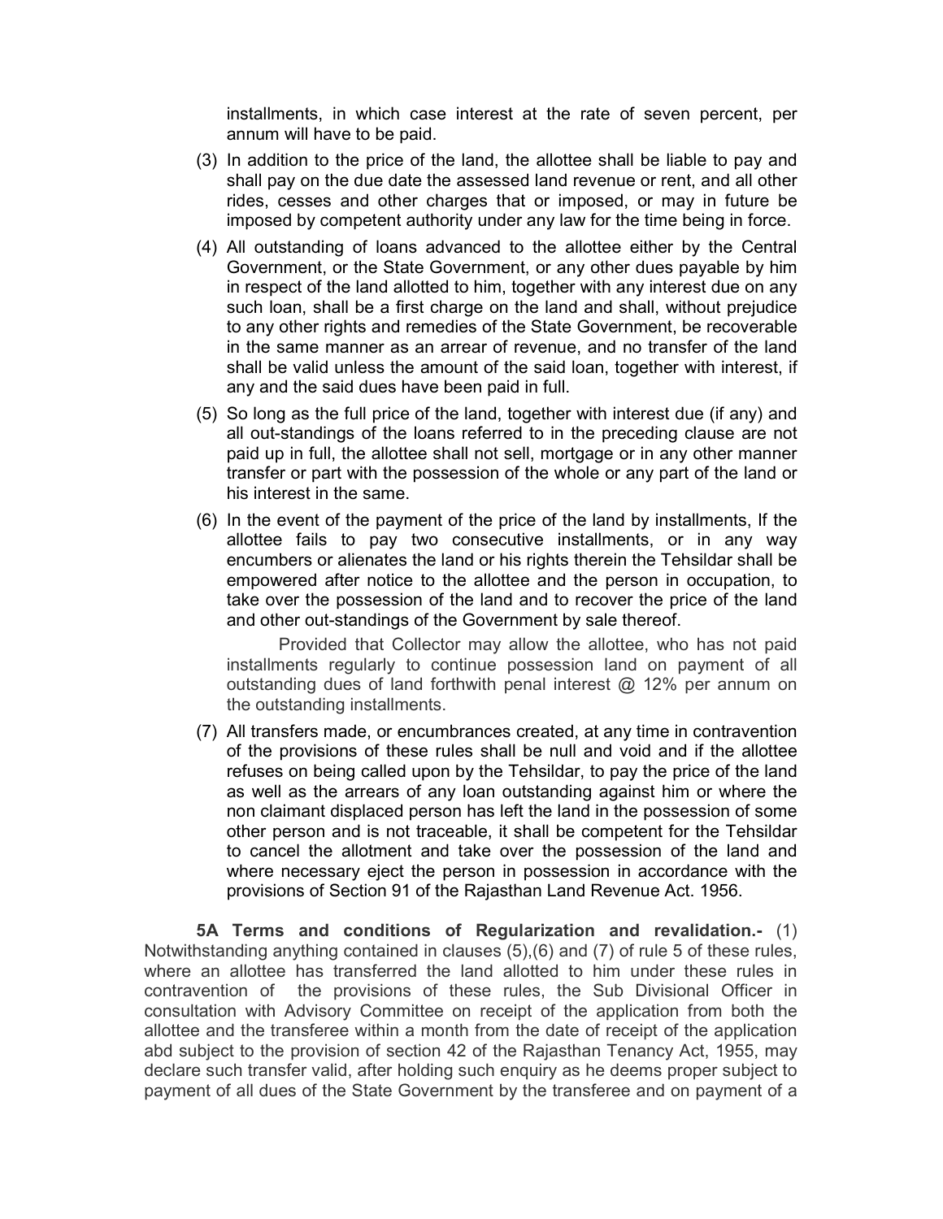installments, in which case interest at the rate of seven percent, per annum will have to be paid.

(3) In addition to the price of the land, the allottee shall be liable to pay and shall pay on the due date the assessed land revenue or rent, and all other rides, cesses and other charges that or imposed, or may in future be imposed by competent authority under any law for the time being in force.

(4) All outstanding of loans advanced to the allottee either by the Central Government, or the State Government, or any other dues payable by him in respect of the land allotted to him, together with any interest due on any such loan, shall be a first charge on the land and shall, without prejudice to any other rights and remedies of the State Government, be recoverable in the same manner as an arrear of revenue, and no transfer of the land shall be valid unless the amount of the said loan, together with interest, if any and the said dues have been paid in full.

(5) So long as the full price of the land, together with interest due (if any) and all out-standings of the loans referred to in the preceding clause are not paid up in full, the allottee shall not sell, mortgage or in any other manner transfer or part with the possession of the whole or any part of the land or his interest in the same.

(6) In the event of the payment of the price of the land by installments, If the allottee fails to pay two consecutive installments, or in any way encumbers or alienates the land or his rights therein the Tehsildar shall be empowered after notice to the allottee and the person in occupation, to take over the possession of the land and to recover the price of the land and other out-standings of the Government by sale thereof.

    Provided that Collector may allow the allottee, who has not paid installments regularly to continue possession land on payment of all outstanding dues of land forthwith penal interest @ 12% per annum on the outstanding installments.

(7) All transfers made, or encumbrances created, at any time in contravention of the provisions of these rules shall be null and void and if the allottee refuses on being called upon by the Tehsildar, to pay the price of the land as well as the arrears of any loan outstanding against him or where the non claimant displaced person has left the land in the possession of some other person and is not traceable, it shall be competent for the Tehsildar to cancel the allotment and take over the possession of the land and where necessary eject the person in possession in accordance with the provisions of Section 91 of the Rajasthan Land Revenue Act. 1956.

**5A Terms and conditions of Regularization and revalidation.-** (1) Notwithstanding anything contained in clauses (5),(6) and (7) of rule 5 of these rules, where an allottee has transferred the land allotted to him under these rules in contravention of the provisions of these rules, the Sub Divisional Officer in consultation with Advisory Committee on receipt of the application from both the allottee and the transferee within a month from the date of receipt of the application abd subject to the provision of section 42 of the Rajasthan Tenancy Act, 1955, may declare such transfer valid, after holding such enquiry as he deems proper subject to payment of all dues of the State Government by the transferee and on payment of a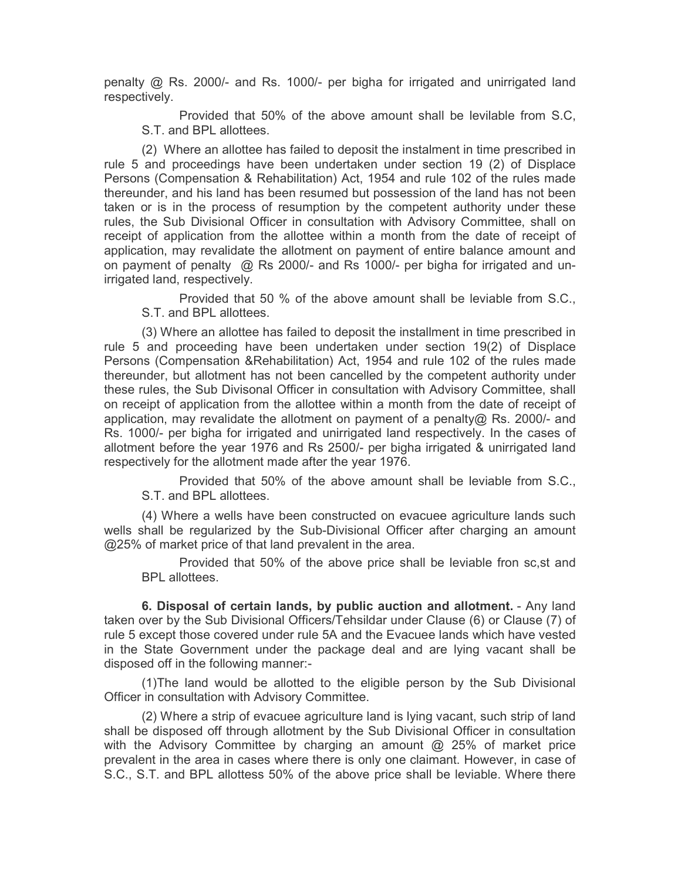penalty @ Rs. 2000/- and Rs. 1000/- per bigha for irrigated and unirrigated land respectively.

Provided that 50% of the above amount shall be levilable from S.C, S.T. and BPL allottees.

(2) Where an allottee has failed to deposit the instalment in time prescribed in rule 5 and proceedings have been undertaken under section 19 (2) of Displace Persons (Compensation & Rehabilitation) Act, 1954 and rule 102 of the rules made thereunder, and his land has been resumed but possession of the land has not been taken or is in the process of resumption by the competent authority under these rules, the Sub Divisional Officer in consultation with Advisory Committee, shall on receipt of application from the allottee within a month from the date of receipt of application, may revalidate the allotment on payment of entire balance amount and on payment of penalty @ Rs 2000/- and Rs 1000/- per bigha for irrigated and un-irrigated land, respectively.

Provided that 50 % of the above amount shall be leviable from S.C., S.T. and BPL allottees.

(3) Where an allottee has failed to deposit the installment in time prescribed in rule 5 and proceeding have been undertaken under section 19(2) of Displace Persons (Compensation &Rehabilitation) Act, 1954 and rule 102 of the rules made thereunder, but allotment has not been cancelled by the competent authority under these rules, the Sub Divisonal Officer in consultation with Advisory Committee, shall on receipt of application from the allottee within a month from the date of receipt of application, may revalidate the allotment on payment of a penalty@ Rs. 2000/- and Rs. 1000/- per bigha for irrigated and unirrigated land respectively. In the cases of allotment before the year 1976 and Rs 2500/- per bigha irrigated & unirrigated land respectively for the allotment made after the year 1976.

Provided that 50% of the above amount shall be leviable from S.C., S.T. and BPL allottees.

(4) Where a wells have been constructed on evacuee agriculture lands such wells shall be regularized by the Sub-Divisional Officer after charging an amount @25% of market price of that land prevalent in the area.

Provided that 50% of the above price shall be leviable fron sc,st and BPL allottees.

**6. Disposal of certain lands, by public auction and allotment.** - Any land taken over by the Sub Divisional Officers/Tehsildar under Clause (6) or Clause (7) of rule 5 except those covered under rule 5A and the Evacuee lands which have vested in the State Government under the package deal and are lying vacant shall be disposed off in the following manner:-

(1)The land would be allotted to the eligible person by the Sub Divisional Officer in consultation with Advisory Committee.

(2) Where a strip of evacuee agriculture land is lying vacant, such strip of land shall be disposed off through allotment by the Sub Divisional Officer in consultation with the Advisory Committee by charging an amount @ 25% of market price prevalent in the area in cases where there is only one claimant. However, in case of S.C., S.T. and BPL allottess 50% of the above price shall be leviable. Where there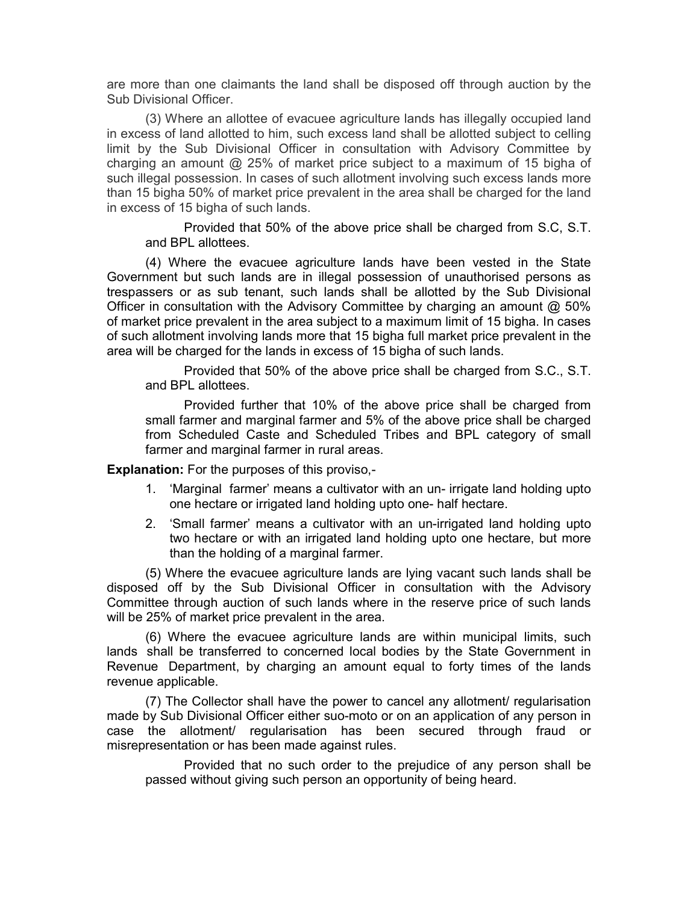are more than one claimants the land shall be disposed off through auction by the Sub Divisional Officer.

(3) Where an allottee of evacuee agriculture lands has illegally occupied land in excess of land allotted to him, such excess land shall be allotted subject to celling limit by the Sub Divisional Officer in consultation with Advisory Committee by charging an amount @ 25% of market price subject to a maximum of 15 bigha of such illegal possession. In cases of such allotment involving such excess lands more than 15 bigha 50% of market price prevalent in the area shall be charged for the land in excess of 15 bigha of such lands.

> Provided that 50% of the above price shall be charged from S.C, S.T. and BPL allottees.

(4) Where the evacuee agriculture lands have been vested in the State Government but such lands are in illegal possession of unauthorised persons as trespassers or as sub tenant, such lands shall be allotted by the Sub Divisional Officer in consultation with the Advisory Committee by charging an amount @ 50% of market price prevalent in the area subject to a maximum limit of 15 bigha. In cases of such allotment involving lands more that 15 bigha full market price prevalent in the area will be charged for the lands in excess of 15 bigha of such lands.

> Provided that 50% of the above price shall be charged from S.C., S.T. and BPL allottees.
>
> Provided further that 10% of the above price shall be charged from small farmer and marginal farmer and 5% of the above price shall be charged from Scheduled Caste and Scheduled Tribes and BPL category of small farmer and marginal farmer in rural areas.

**Explanation:** For the purposes of this proviso,-

1. 'Marginal farmer' means a cultivator with an un- irrigate land holding upto one hectare or irrigated land holding upto one- half hectare.
2. 'Small farmer' means a cultivator with an un-irrigated land holding upto two hectare or with an irrigated land holding upto one hectare, but more than the holding of a marginal farmer.

(5) Where the evacuee agriculture lands are lying vacant such lands shall be disposed off by the Sub Divisional Officer in consultation with the Advisory Committee through auction of such lands where in the reserve price of such lands will be 25% of market price prevalent in the area.

(6) Where the evacuee agriculture lands are within municipal limits, such lands shall be transferred to concerned local bodies by the State Government in Revenue Department, by charging an amount equal to forty times of the lands revenue applicable.

(7) The Collector shall have the power to cancel any allotment/ regularisation made by Sub Divisional Officer either suo-moto or on an application of any person in case the allotment/ regularisation has been secured through fraud or misrepresentation or has been made against rules.

> Provided that no such order to the prejudice of any person shall be passed without giving such person an opportunity of being heard.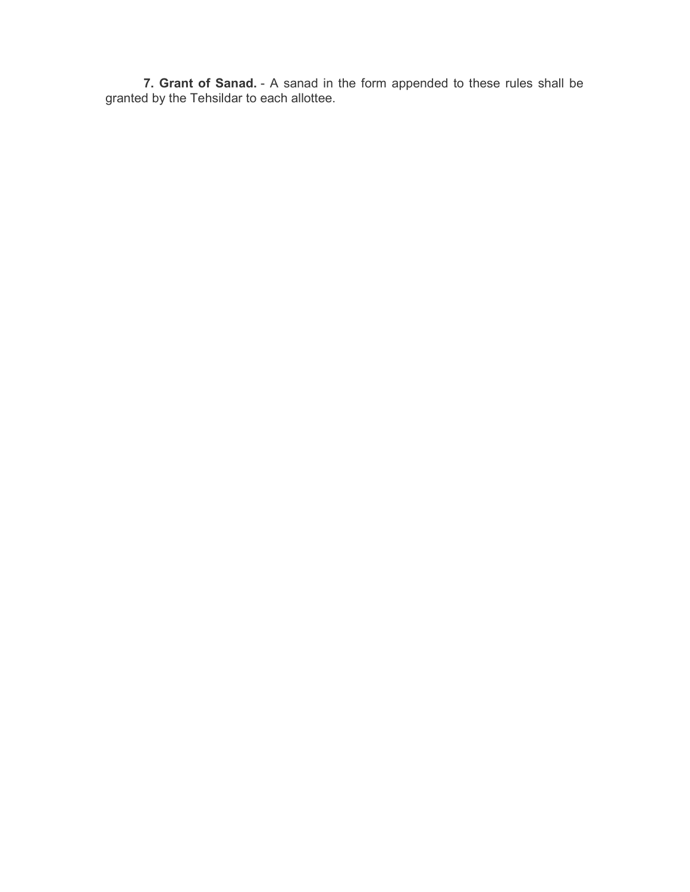**7. Grant of Sanad.** - A sanad in the form appended to these rules shall be granted by the Tehsildar to each allottee.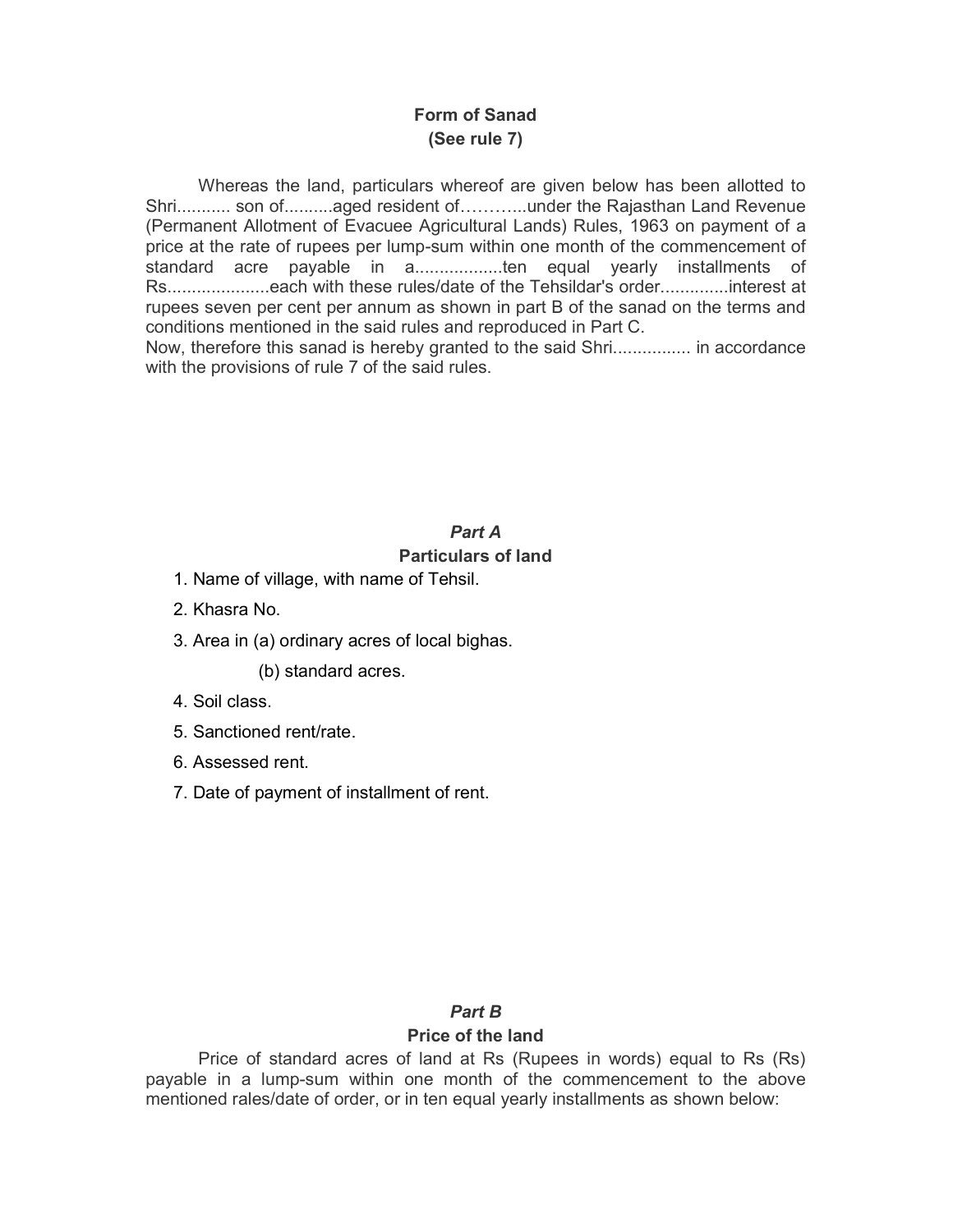**Form of Sanad**
**(See rule 7)**

Whereas the land, particulars whereof are given below has been allotted to Shri........... son of..........aged resident of………...under the Rajasthan Land Revenue (Permanent Allotment of Evacuee Agricultural Lands) Rules, 1963 on payment of a price at the rate of rupees per lump-sum within one month of the commencement of standard acre payable in a..................ten equal yearly installments of Rs....................each with these rules/date of the Tehsildar's order.............interest at rupees seven per cent per annum as shown in part B of the sanad on the terms and conditions mentioned in the said rules and reproduced in Part C.
Now, therefore this sanad is hereby granted to the said Shri................ in accordance with the provisions of rule 7 of the said rules.

***Part A***
**Particulars of land**

1. Name of village, with name of Tehsil.
2. Khasra No.
3. Area in (a) ordinary acres of local bighas.

   (b) standard acres.
4. Soil class.
5. Sanctioned rent/rate.
6. Assessed rent.
7. Date of payment of installment of rent.

***Part B***
**Price of the land**

Price of standard acres of land at Rs (Rupees in words) equal to Rs (Rs) payable in a lump-sum within one month of the commencement to the above mentioned rales/date of order, or in ten equal yearly installments as shown below: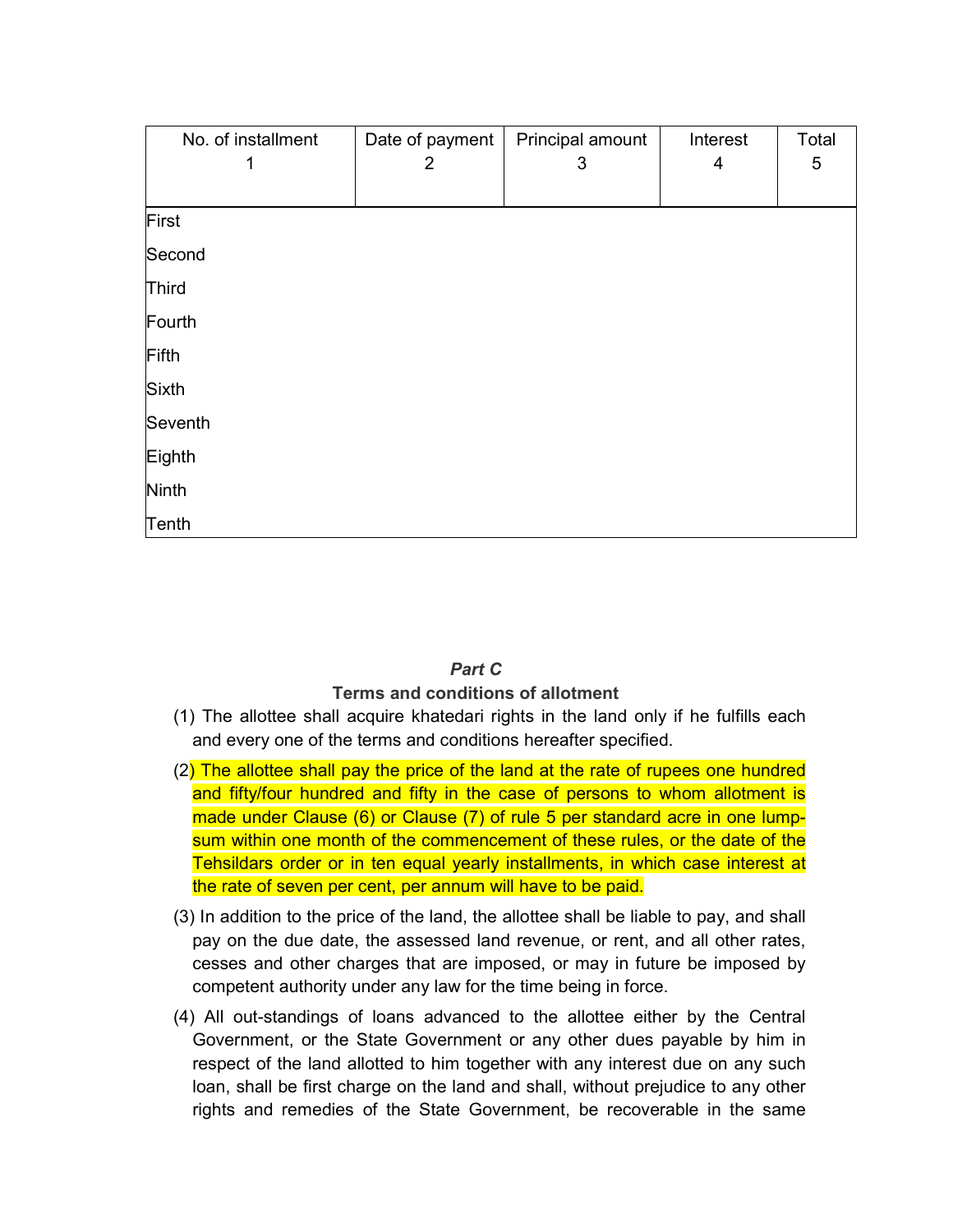| No. of installment 1 | Date of payment 2 | Principal amount 3 | Interest 4 | Total 5 |
|---|---|---|---|---|
| First | | | | |
| Second | | | | |
| Third | | | | |
| Fourth | | | | |
| Fifth | | | | |
| Sixth | | | | |
| Seventh | | | | |
| Eighth | | | | |
| Ninth | | | | |
| Tenth | | | | |

### *Part C*

### Terms and conditions of allotment

(1) The allottee shall acquire khatedari rights in the land only if he fulfills each and every one of the terms and conditions hereafter specified.

(2) The allottee shall pay the price of the land at the rate of rupees one hundred and fifty/four hundred and fifty in the case of persons to whom allotment is made under Clause (6) or Clause (7) of rule 5 per standard acre in one lump-sum within one month of the commencement of these rules, or the date of the Tehsildars order or in ten equal yearly installments, in which case interest at the rate of seven per cent, per annum will have to be paid.

(3) In addition to the price of the land, the allottee shall be liable to pay, and shall pay on the due date, the assessed land revenue, or rent, and all other rates, cesses and other charges that are imposed, or may in future be imposed by competent authority under any law for the time being in force.

(4) All out-standings of loans advanced to the allottee either by the Central Government, or the State Government or any other dues payable by him in respect of the land allotted to him together with any interest due on any such loan, shall be first charge on the land and shall, without prejudice to any other rights and remedies of the State Government, be recoverable in the same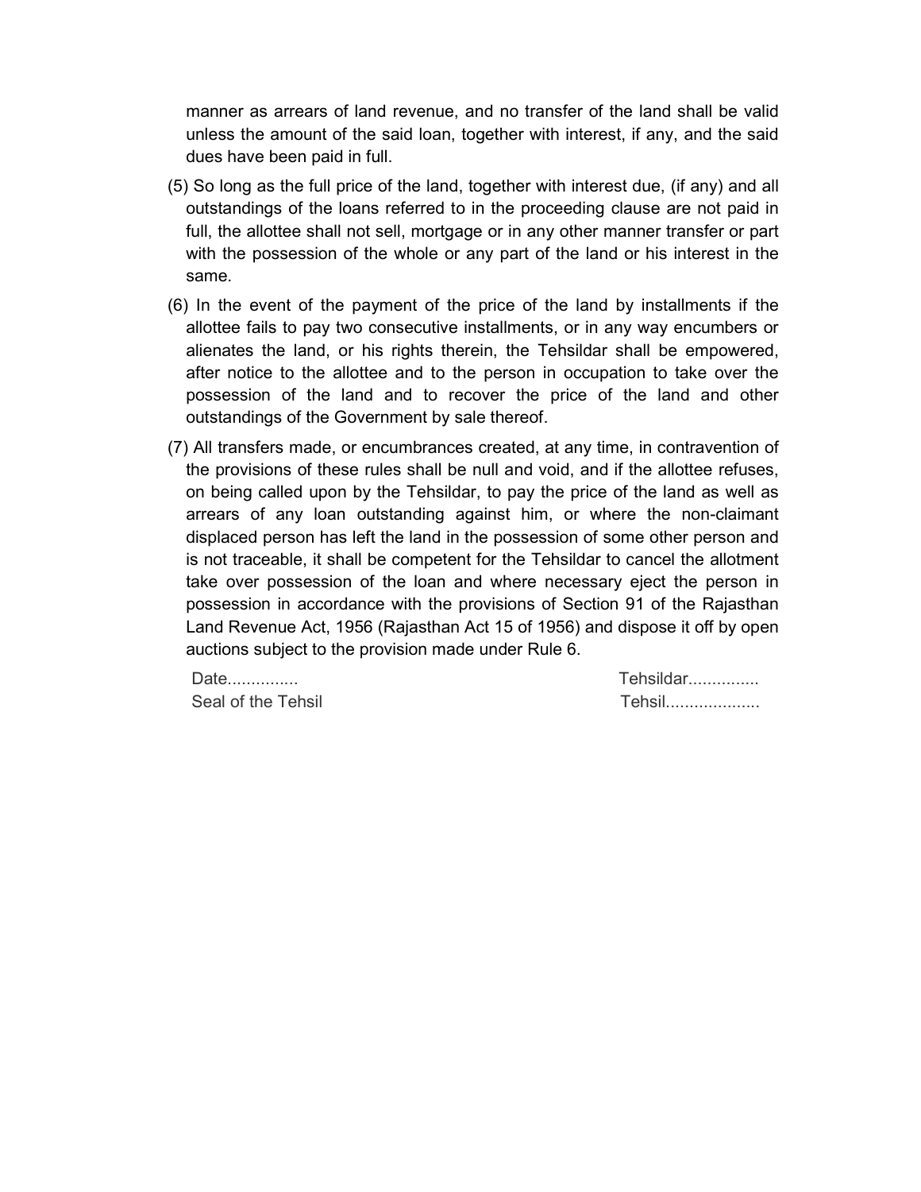manner as arrears of land revenue, and no transfer of the land shall be valid unless the amount of the said loan, together with interest, if any, and the said dues have been paid in full.

(5) So long as the full price of the land, together with interest due, (if any) and all outstandings of the loans referred to in the proceeding clause are not paid in full, the allottee shall not sell, mortgage or in any other manner transfer or part with the possession of the whole or any part of the land or his interest in the same.

(6) In the event of the payment of the price of the land by installments if the allottee fails to pay two consecutive installments, or in any way encumbers or alienates the land, or his rights therein, the Tehsildar shall be empowered, after notice to the allottee and to the person in occupation to take over the possession of the land and to recover the price of the land and other outstandings of the Government by sale thereof.

(7) All transfers made, or encumbrances created, at any time, in contravention of the provisions of these rules shall be null and void, and if the allottee refuses, on being called upon by the Tehsildar, to pay the price of the land as well as arrears of any loan outstanding against him, or where the non-claimant displaced person has left the land in the possession of some other person and is not traceable, it shall be competent for the Tehsildar to cancel the allotment take over possession of the loan and where necessary eject the person in possession in accordance with the provisions of Section 91 of the Rajasthan Land Revenue Act, 1956 (Rajasthan Act 15 of 1956) and dispose it off by open auctions subject to the provision made under Rule 6.

Date.............. Tehsildar...............

Seal of the Tehsil Tehsil...................